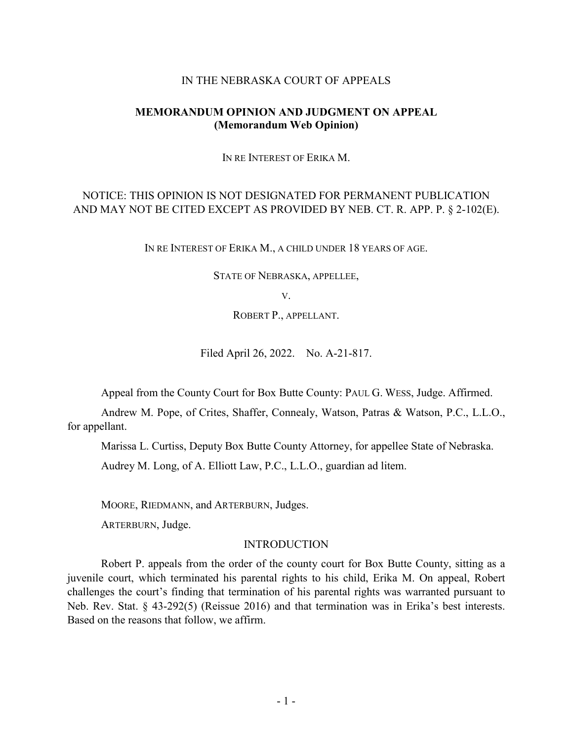IN THE NEBRASKA COURT OF APPEALS

**MEMORANDUM OPINION AND JUDGMENT ON APPEAL**
**(Memorandum Web Opinion)**

IN RE INTEREST OF ERIKA M.

NOTICE: THIS OPINION IS NOT DESIGNATED FOR PERMANENT PUBLICATION AND MAY NOT BE CITED EXCEPT AS PROVIDED BY NEB. CT. R. APP. P. § 2-102(E).

IN RE INTEREST OF ERIKA M., A CHILD UNDER 18 YEARS OF AGE.

STATE OF NEBRASKA, APPELLEE,

V.

ROBERT P., APPELLANT.

Filed April 26, 2022. No. A-21-817.

Appeal from the County Court for Box Butte County: PAUL G. WESS, Judge. Affirmed.

Andrew M. Pope, of Crites, Shaffer, Connealy, Watson, Patras & Watson, P.C., L.L.O., for appellant.

Marissa L. Curtiss, Deputy Box Butte County Attorney, for appellee State of Nebraska.

Audrey M. Long, of A. Elliott Law, P.C., L.L.O., guardian ad litem.

MOORE, RIEDMANN, and ARTERBURN, Judges.

ARTERBURN, Judge.

## INTRODUCTION

Robert P. appeals from the order of the county court for Box Butte County, sitting as a juvenile court, which terminated his parental rights to his child, Erika M. On appeal, Robert challenges the court's finding that termination of his parental rights was warranted pursuant to Neb. Rev. Stat. § 43-292(5) (Reissue 2016) and that termination was in Erika's best interests. Based on the reasons that follow, we affirm.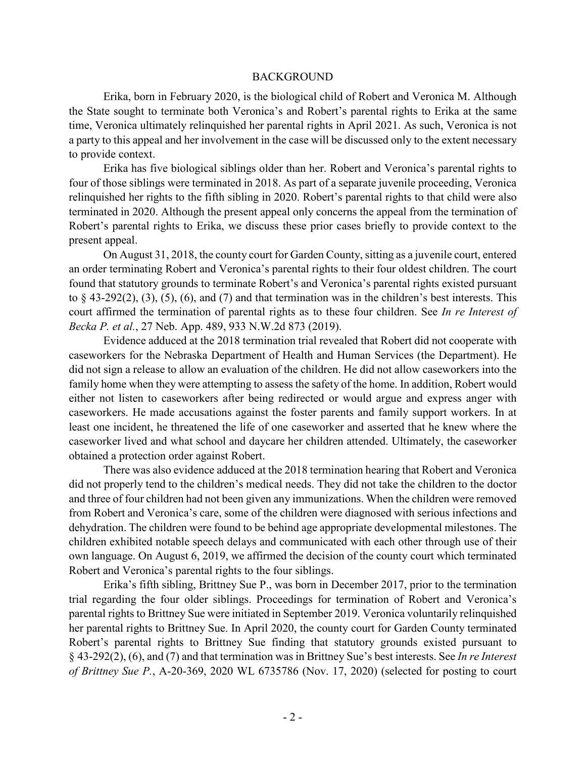## BACKGROUND

Erika, born in February 2020, is the biological child of Robert and Veronica M. Although the State sought to terminate both Veronica's and Robert's parental rights to Erika at the same time, Veronica ultimately relinquished her parental rights in April 2021. As such, Veronica is not a party to this appeal and her involvement in the case will be discussed only to the extent necessary to provide context.

Erika has five biological siblings older than her. Robert and Veronica's parental rights to four of those siblings were terminated in 2018. As part of a separate juvenile proceeding, Veronica relinquished her rights to the fifth sibling in 2020. Robert's parental rights to that child were also terminated in 2020. Although the present appeal only concerns the appeal from the termination of Robert's parental rights to Erika, we discuss these prior cases briefly to provide context to the present appeal.

On August 31, 2018, the county court for Garden County, sitting as a juvenile court, entered an order terminating Robert and Veronica's parental rights to their four oldest children. The court found that statutory grounds to terminate Robert's and Veronica's parental rights existed pursuant to § 43-292(2), (3), (5), (6), and (7) and that termination was in the children's best interests. This court affirmed the termination of parental rights as to these four children. See *In re Interest of Becka P. et al.*, 27 Neb. App. 489, 933 N.W.2d 873 (2019).

Evidence adduced at the 2018 termination trial revealed that Robert did not cooperate with caseworkers for the Nebraska Department of Health and Human Services (the Department). He did not sign a release to allow an evaluation of the children. He did not allow caseworkers into the family home when they were attempting to assess the safety of the home. In addition, Robert would either not listen to caseworkers after being redirected or would argue and express anger with caseworkers. He made accusations against the foster parents and family support workers. In at least one incident, he threatened the life of one caseworker and asserted that he knew where the caseworker lived and what school and daycare her children attended. Ultimately, the caseworker obtained a protection order against Robert.

There was also evidence adduced at the 2018 termination hearing that Robert and Veronica did not properly tend to the children's medical needs. They did not take the children to the doctor and three of four children had not been given any immunizations. When the children were removed from Robert and Veronica's care, some of the children were diagnosed with serious infections and dehydration. The children were found to be behind age appropriate developmental milestones. The children exhibited notable speech delays and communicated with each other through use of their own language. On August 6, 2019, we affirmed the decision of the county court which terminated Robert and Veronica's parental rights to the four siblings.

Erika's fifth sibling, Brittney Sue P., was born in December 2017, prior to the termination trial regarding the four older siblings. Proceedings for termination of Robert and Veronica's parental rights to Brittney Sue were initiated in September 2019. Veronica voluntarily relinquished her parental rights to Brittney Sue. In April 2020, the county court for Garden County terminated Robert's parental rights to Brittney Sue finding that statutory grounds existed pursuant to § 43-292(2), (6), and (7) and that termination was in Brittney Sue's best interests. See *In re Interest of Brittney Sue P.*, A-20-369, 2020 WL 6735786 (Nov. 17, 2020) (selected for posting to court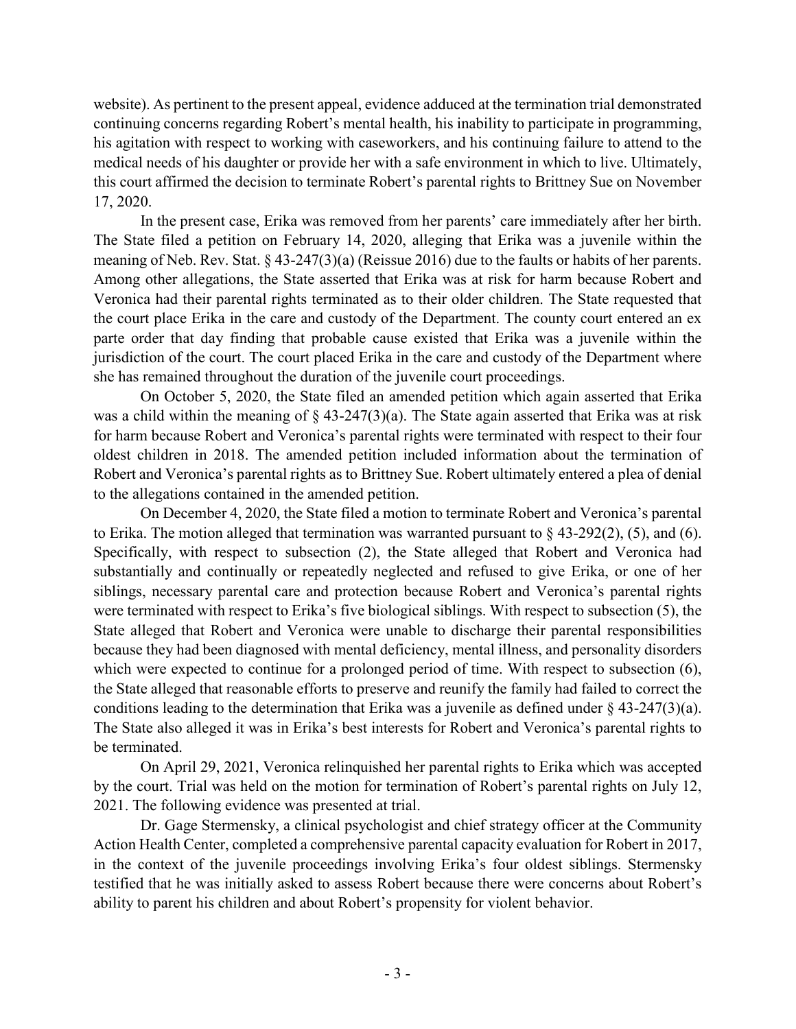website). As pertinent to the present appeal, evidence adduced at the termination trial demonstrated continuing concerns regarding Robert's mental health, his inability to participate in programming, his agitation with respect to working with caseworkers, and his continuing failure to attend to the medical needs of his daughter or provide her with a safe environment in which to live. Ultimately, this court affirmed the decision to terminate Robert's parental rights to Brittney Sue on November 17, 2020.

In the present case, Erika was removed from her parents' care immediately after her birth. The State filed a petition on February 14, 2020, alleging that Erika was a juvenile within the meaning of Neb. Rev. Stat. § 43-247(3)(a) (Reissue 2016) due to the faults or habits of her parents. Among other allegations, the State asserted that Erika was at risk for harm because Robert and Veronica had their parental rights terminated as to their older children. The State requested that the court place Erika in the care and custody of the Department. The county court entered an ex parte order that day finding that probable cause existed that Erika was a juvenile within the jurisdiction of the court. The court placed Erika in the care and custody of the Department where she has remained throughout the duration of the juvenile court proceedings.

On October 5, 2020, the State filed an amended petition which again asserted that Erika was a child within the meaning of § 43-247(3)(a). The State again asserted that Erika was at risk for harm because Robert and Veronica's parental rights were terminated with respect to their four oldest children in 2018. The amended petition included information about the termination of Robert and Veronica's parental rights as to Brittney Sue. Robert ultimately entered a plea of denial to the allegations contained in the amended petition.

On December 4, 2020, the State filed a motion to terminate Robert and Veronica's parental to Erika. The motion alleged that termination was warranted pursuant to § 43-292(2), (5), and (6). Specifically, with respect to subsection (2), the State alleged that Robert and Veronica had substantially and continually or repeatedly neglected and refused to give Erika, or one of her siblings, necessary parental care and protection because Robert and Veronica's parental rights were terminated with respect to Erika's five biological siblings. With respect to subsection (5), the State alleged that Robert and Veronica were unable to discharge their parental responsibilities because they had been diagnosed with mental deficiency, mental illness, and personality disorders which were expected to continue for a prolonged period of time. With respect to subsection (6), the State alleged that reasonable efforts to preserve and reunify the family had failed to correct the conditions leading to the determination that Erika was a juvenile as defined under § 43-247(3)(a). The State also alleged it was in Erika's best interests for Robert and Veronica's parental rights to be terminated.

On April 29, 2021, Veronica relinquished her parental rights to Erika which was accepted by the court. Trial was held on the motion for termination of Robert's parental rights on July 12, 2021. The following evidence was presented at trial.

Dr. Gage Stermensky, a clinical psychologist and chief strategy officer at the Community Action Health Center, completed a comprehensive parental capacity evaluation for Robert in 2017, in the context of the juvenile proceedings involving Erika's four oldest siblings. Stermensky testified that he was initially asked to assess Robert because there were concerns about Robert's ability to parent his children and about Robert's propensity for violent behavior.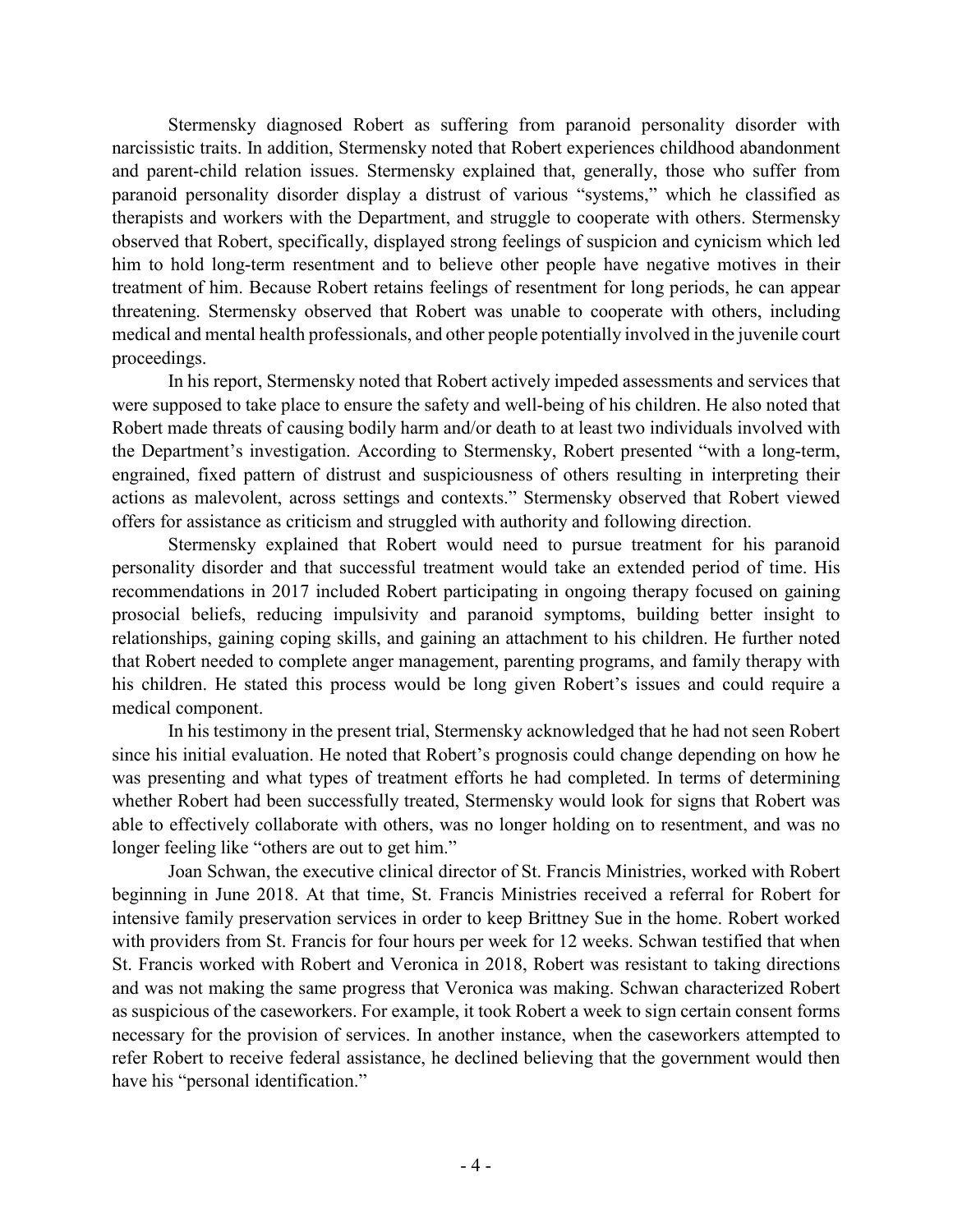Stermensky diagnosed Robert as suffering from paranoid personality disorder with narcissistic traits. In addition, Stermensky noted that Robert experiences childhood abandonment and parent-child relation issues. Stermensky explained that, generally, those who suffer from paranoid personality disorder display a distrust of various "systems," which he classified as therapists and workers with the Department, and struggle to cooperate with others. Stermensky observed that Robert, specifically, displayed strong feelings of suspicion and cynicism which led him to hold long-term resentment and to believe other people have negative motives in their treatment of him. Because Robert retains feelings of resentment for long periods, he can appear threatening. Stermensky observed that Robert was unable to cooperate with others, including medical and mental health professionals, and other people potentially involved in the juvenile court proceedings.

In his report, Stermensky noted that Robert actively impeded assessments and services that were supposed to take place to ensure the safety and well-being of his children. He also noted that Robert made threats of causing bodily harm and/or death to at least two individuals involved with the Department's investigation. According to Stermensky, Robert presented "with a long-term, engrained, fixed pattern of distrust and suspiciousness of others resulting in interpreting their actions as malevolent, across settings and contexts." Stermensky observed that Robert viewed offers for assistance as criticism and struggled with authority and following direction.

Stermensky explained that Robert would need to pursue treatment for his paranoid personality disorder and that successful treatment would take an extended period of time. His recommendations in 2017 included Robert participating in ongoing therapy focused on gaining prosocial beliefs, reducing impulsivity and paranoid symptoms, building better insight to relationships, gaining coping skills, and gaining an attachment to his children. He further noted that Robert needed to complete anger management, parenting programs, and family therapy with his children. He stated this process would be long given Robert's issues and could require a medical component.

In his testimony in the present trial, Stermensky acknowledged that he had not seen Robert since his initial evaluation. He noted that Robert's prognosis could change depending on how he was presenting and what types of treatment efforts he had completed. In terms of determining whether Robert had been successfully treated, Stermensky would look for signs that Robert was able to effectively collaborate with others, was no longer holding on to resentment, and was no longer feeling like "others are out to get him."

Joan Schwan, the executive clinical director of St. Francis Ministries, worked with Robert beginning in June 2018. At that time, St. Francis Ministries received a referral for Robert for intensive family preservation services in order to keep Brittney Sue in the home. Robert worked with providers from St. Francis for four hours per week for 12 weeks. Schwan testified that when St. Francis worked with Robert and Veronica in 2018, Robert was resistant to taking directions and was not making the same progress that Veronica was making. Schwan characterized Robert as suspicious of the caseworkers. For example, it took Robert a week to sign certain consent forms necessary for the provision of services. In another instance, when the caseworkers attempted to refer Robert to receive federal assistance, he declined believing that the government would then have his "personal identification."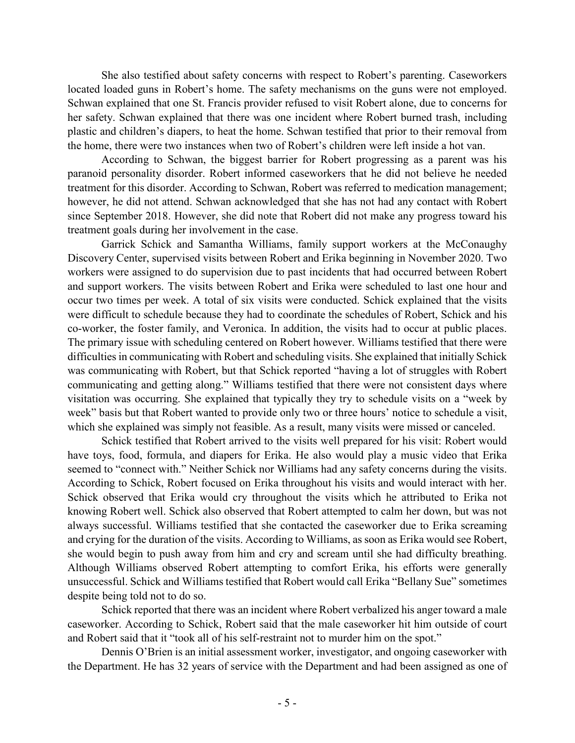She also testified about safety concerns with respect to Robert's parenting. Caseworkers located loaded guns in Robert's home. The safety mechanisms on the guns were not employed. Schwan explained that one St. Francis provider refused to visit Robert alone, due to concerns for her safety. Schwan explained that there was one incident where Robert burned trash, including plastic and children's diapers, to heat the home. Schwan testified that prior to their removal from the home, there were two instances when two of Robert's children were left inside a hot van.

According to Schwan, the biggest barrier for Robert progressing as a parent was his paranoid personality disorder. Robert informed caseworkers that he did not believe he needed treatment for this disorder. According to Schwan, Robert was referred to medication management; however, he did not attend. Schwan acknowledged that she has not had any contact with Robert since September 2018. However, she did note that Robert did not make any progress toward his treatment goals during her involvement in the case.

Garrick Schick and Samantha Williams, family support workers at the McConaughy Discovery Center, supervised visits between Robert and Erika beginning in November 2020. Two workers were assigned to do supervision due to past incidents that had occurred between Robert and support workers. The visits between Robert and Erika were scheduled to last one hour and occur two times per week. A total of six visits were conducted. Schick explained that the visits were difficult to schedule because they had to coordinate the schedules of Robert, Schick and his co-worker, the foster family, and Veronica. In addition, the visits had to occur at public places. The primary issue with scheduling centered on Robert however. Williams testified that there were difficulties in communicating with Robert and scheduling visits. She explained that initially Schick was communicating with Robert, but that Schick reported "having a lot of struggles with Robert communicating and getting along." Williams testified that there were not consistent days where visitation was occurring. She explained that typically they try to schedule visits on a "week by week" basis but that Robert wanted to provide only two or three hours' notice to schedule a visit, which she explained was simply not feasible. As a result, many visits were missed or canceled.

Schick testified that Robert arrived to the visits well prepared for his visit: Robert would have toys, food, formula, and diapers for Erika. He also would play a music video that Erika seemed to "connect with." Neither Schick nor Williams had any safety concerns during the visits. According to Schick, Robert focused on Erika throughout his visits and would interact with her. Schick observed that Erika would cry throughout the visits which he attributed to Erika not knowing Robert well. Schick also observed that Robert attempted to calm her down, but was not always successful. Williams testified that she contacted the caseworker due to Erika screaming and crying for the duration of the visits. According to Williams, as soon as Erika would see Robert, she would begin to push away from him and cry and scream until she had difficulty breathing. Although Williams observed Robert attempting to comfort Erika, his efforts were generally unsuccessful. Schick and Williams testified that Robert would call Erika "Bellany Sue" sometimes despite being told not to do so.

Schick reported that there was an incident where Robert verbalized his anger toward a male caseworker. According to Schick, Robert said that the male caseworker hit him outside of court and Robert said that it "took all of his self-restraint not to murder him on the spot."

Dennis O'Brien is an initial assessment worker, investigator, and ongoing caseworker with the Department. He has 32 years of service with the Department and had been assigned as one of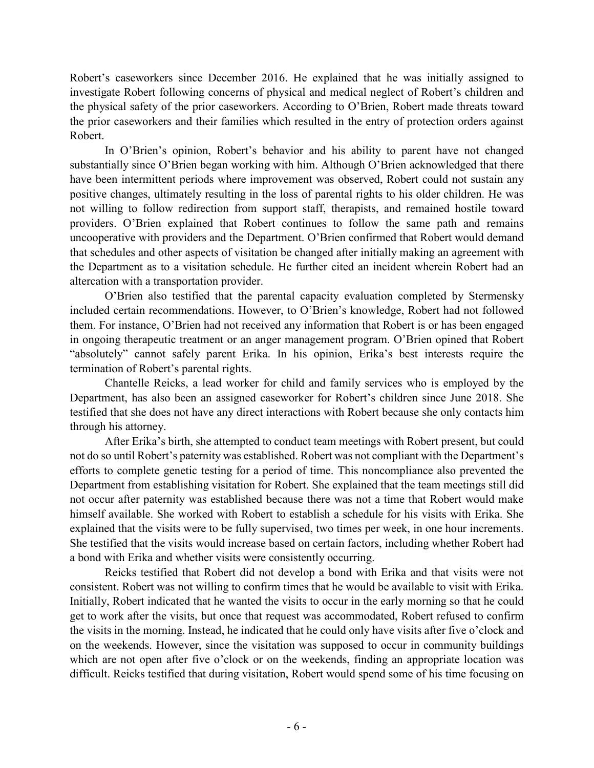Robert's caseworkers since December 2016. He explained that he was initially assigned to investigate Robert following concerns of physical and medical neglect of Robert's children and the physical safety of the prior caseworkers. According to O'Brien, Robert made threats toward the prior caseworkers and their families which resulted in the entry of protection orders against Robert.

In O'Brien's opinion, Robert's behavior and his ability to parent have not changed substantially since O'Brien began working with him. Although O'Brien acknowledged that there have been intermittent periods where improvement was observed, Robert could not sustain any positive changes, ultimately resulting in the loss of parental rights to his older children. He was not willing to follow redirection from support staff, therapists, and remained hostile toward providers. O'Brien explained that Robert continues to follow the same path and remains uncooperative with providers and the Department. O'Brien confirmed that Robert would demand that schedules and other aspects of visitation be changed after initially making an agreement with the Department as to a visitation schedule. He further cited an incident wherein Robert had an altercation with a transportation provider.

O'Brien also testified that the parental capacity evaluation completed by Stermensky included certain recommendations. However, to O'Brien's knowledge, Robert had not followed them. For instance, O'Brien had not received any information that Robert is or has been engaged in ongoing therapeutic treatment or an anger management program. O'Brien opined that Robert "absolutely" cannot safely parent Erika. In his opinion, Erika's best interests require the termination of Robert's parental rights.

Chantelle Reicks, a lead worker for child and family services who is employed by the Department, has also been an assigned caseworker for Robert's children since June 2018. She testified that she does not have any direct interactions with Robert because she only contacts him through his attorney.

After Erika's birth, she attempted to conduct team meetings with Robert present, but could not do so until Robert's paternity was established. Robert was not compliant with the Department's efforts to complete genetic testing for a period of time. This noncompliance also prevented the Department from establishing visitation for Robert. She explained that the team meetings still did not occur after paternity was established because there was not a time that Robert would make himself available. She worked with Robert to establish a schedule for his visits with Erika. She explained that the visits were to be fully supervised, two times per week, in one hour increments. She testified that the visits would increase based on certain factors, including whether Robert had a bond with Erika and whether visits were consistently occurring.

Reicks testified that Robert did not develop a bond with Erika and that visits were not consistent. Robert was not willing to confirm times that he would be available to visit with Erika. Initially, Robert indicated that he wanted the visits to occur in the early morning so that he could get to work after the visits, but once that request was accommodated, Robert refused to confirm the visits in the morning. Instead, he indicated that he could only have visits after five o'clock and on the weekends. However, since the visitation was supposed to occur in community buildings which are not open after five o'clock or on the weekends, finding an appropriate location was difficult. Reicks testified that during visitation, Robert would spend some of his time focusing on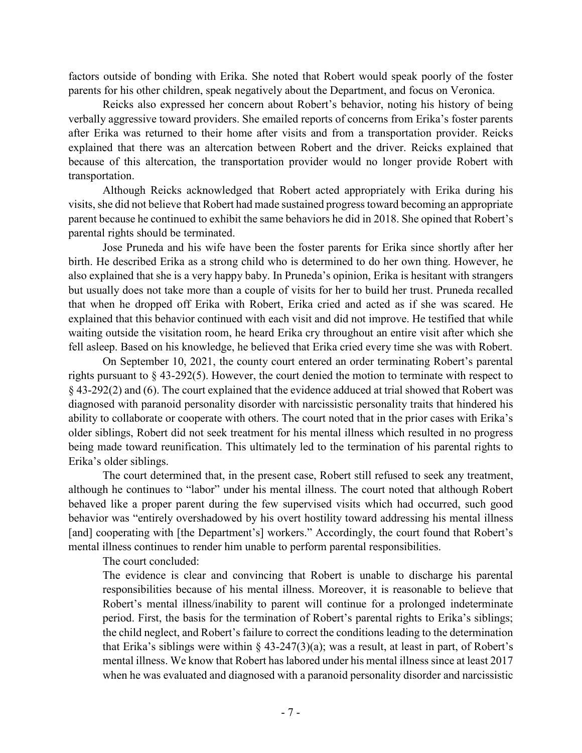factors outside of bonding with Erika. She noted that Robert would speak poorly of the foster parents for his other children, speak negatively about the Department, and focus on Veronica.

Reicks also expressed her concern about Robert's behavior, noting his history of being verbally aggressive toward providers. She emailed reports of concerns from Erika's foster parents after Erika was returned to their home after visits and from a transportation provider. Reicks explained that there was an altercation between Robert and the driver. Reicks explained that because of this altercation, the transportation provider would no longer provide Robert with transportation.

Although Reicks acknowledged that Robert acted appropriately with Erika during his visits, she did not believe that Robert had made sustained progress toward becoming an appropriate parent because he continued to exhibit the same behaviors he did in 2018. She opined that Robert's parental rights should be terminated.

Jose Pruneda and his wife have been the foster parents for Erika since shortly after her birth. He described Erika as a strong child who is determined to do her own thing. However, he also explained that she is a very happy baby. In Pruneda's opinion, Erika is hesitant with strangers but usually does not take more than a couple of visits for her to build her trust. Pruneda recalled that when he dropped off Erika with Robert, Erika cried and acted as if she was scared. He explained that this behavior continued with each visit and did not improve. He testified that while waiting outside the visitation room, he heard Erika cry throughout an entire visit after which she fell asleep. Based on his knowledge, he believed that Erika cried every time she was with Robert.

On September 10, 2021, the county court entered an order terminating Robert's parental rights pursuant to § 43-292(5). However, the court denied the motion to terminate with respect to § 43-292(2) and (6). The court explained that the evidence adduced at trial showed that Robert was diagnosed with paranoid personality disorder with narcissistic personality traits that hindered his ability to collaborate or cooperate with others. The court noted that in the prior cases with Erika's older siblings, Robert did not seek treatment for his mental illness which resulted in no progress being made toward reunification. This ultimately led to the termination of his parental rights to Erika's older siblings.

The court determined that, in the present case, Robert still refused to seek any treatment, although he continues to "labor" under his mental illness. The court noted that although Robert behaved like a proper parent during the few supervised visits which had occurred, such good behavior was "entirely overshadowed by his overt hostility toward addressing his mental illness [and] cooperating with [the Department's] workers." Accordingly, the court found that Robert's mental illness continues to render him unable to perform parental responsibilities.

The court concluded:

> The evidence is clear and convincing that Robert is unable to discharge his parental responsibilities because of his mental illness. Moreover, it is reasonable to believe that Robert's mental illness/inability to parent will continue for a prolonged indeterminate period. First, the basis for the termination of Robert's parental rights to Erika's siblings; the child neglect, and Robert's failure to correct the conditions leading to the determination that Erika's siblings were within § 43-247(3)(a); was a result, at least in part, of Robert's mental illness. We know that Robert has labored under his mental illness since at least 2017 when he was evaluated and diagnosed with a paranoid personality disorder and narcissistic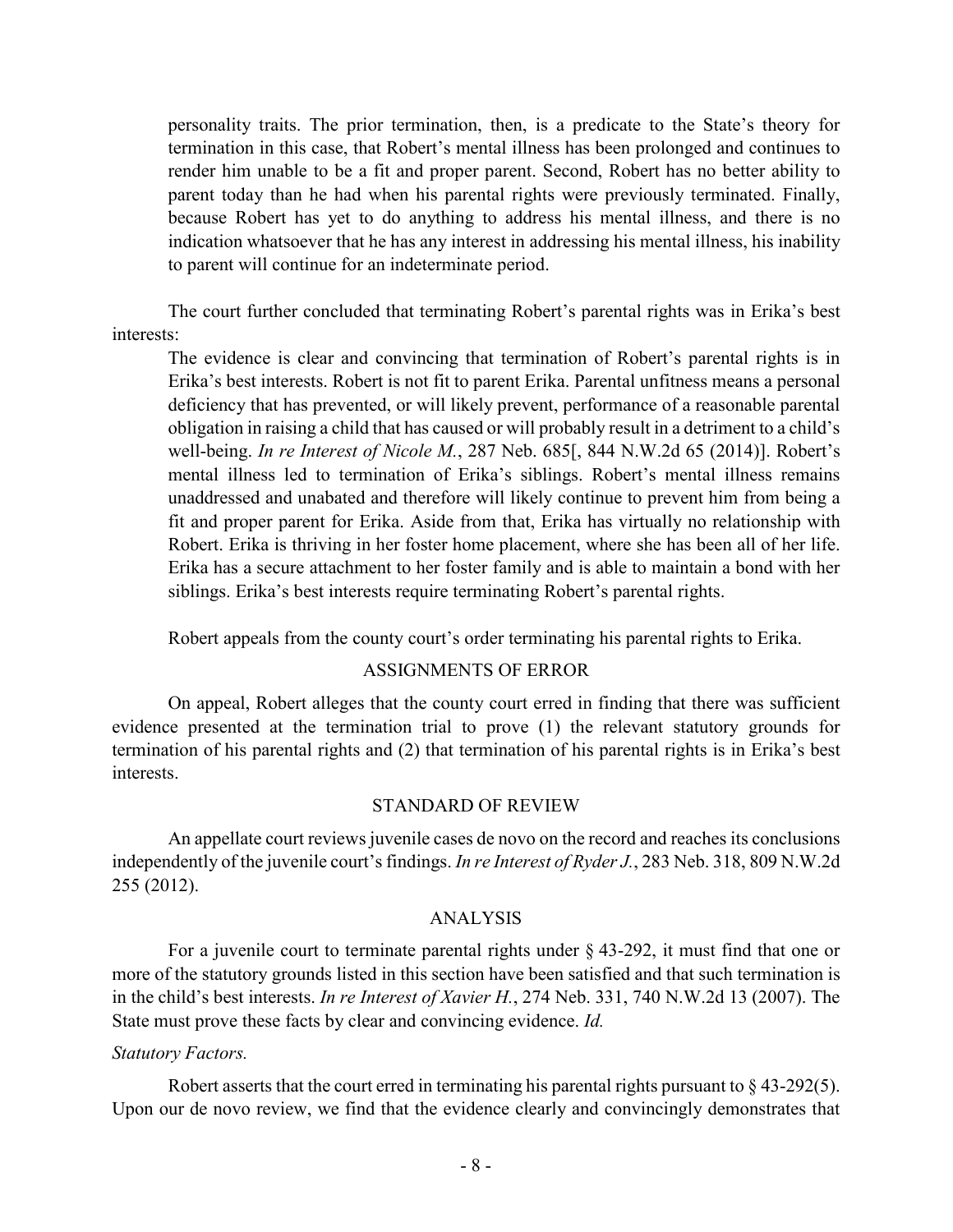personality traits. The prior termination, then, is a predicate to the State's theory for termination in this case, that Robert's mental illness has been prolonged and continues to render him unable to be a fit and proper parent. Second, Robert has no better ability to parent today than he had when his parental rights were previously terminated. Finally, because Robert has yet to do anything to address his mental illness, and there is no indication whatsoever that he has any interest in addressing his mental illness, his inability to parent will continue for an indeterminate period.

The court further concluded that terminating Robert's parental rights was in Erika's best interests:

> The evidence is clear and convincing that termination of Robert's parental rights is in Erika's best interests. Robert is not fit to parent Erika. Parental unfitness means a personal deficiency that has prevented, or will likely prevent, performance of a reasonable parental obligation in raising a child that has caused or will probably result in a detriment to a child's well-being. *In re Interest of Nicole M.*, 287 Neb. 685[, 844 N.W.2d 65 (2014)]. Robert's mental illness led to termination of Erika's siblings. Robert's mental illness remains unaddressed and unabated and therefore will likely continue to prevent him from being a fit and proper parent for Erika. Aside from that, Erika has virtually no relationship with Robert. Erika is thriving in her foster home placement, where she has been all of her life. Erika has a secure attachment to her foster family and is able to maintain a bond with her siblings. Erika's best interests require terminating Robert's parental rights.

Robert appeals from the county court's order terminating his parental rights to Erika.

## ASSIGNMENTS OF ERROR

On appeal, Robert alleges that the county court erred in finding that there was sufficient evidence presented at the termination trial to prove (1) the relevant statutory grounds for termination of his parental rights and (2) that termination of his parental rights is in Erika's best interests.

## STANDARD OF REVIEW

An appellate court reviews juvenile cases de novo on the record and reaches its conclusions independently of the juvenile court's findings. *In re Interest of Ryder J.*, 283 Neb. 318, 809 N.W.2d 255 (2012).

## ANALYSIS

For a juvenile court to terminate parental rights under § 43-292, it must find that one or more of the statutory grounds listed in this section have been satisfied and that such termination is in the child's best interests. *In re Interest of Xavier H.*, 274 Neb. 331, 740 N.W.2d 13 (2007). The State must prove these facts by clear and convincing evidence. *Id.*

### *Statutory Factors.*

Robert asserts that the court erred in terminating his parental rights pursuant to § 43-292(5). Upon our de novo review, we find that the evidence clearly and convincingly demonstrates that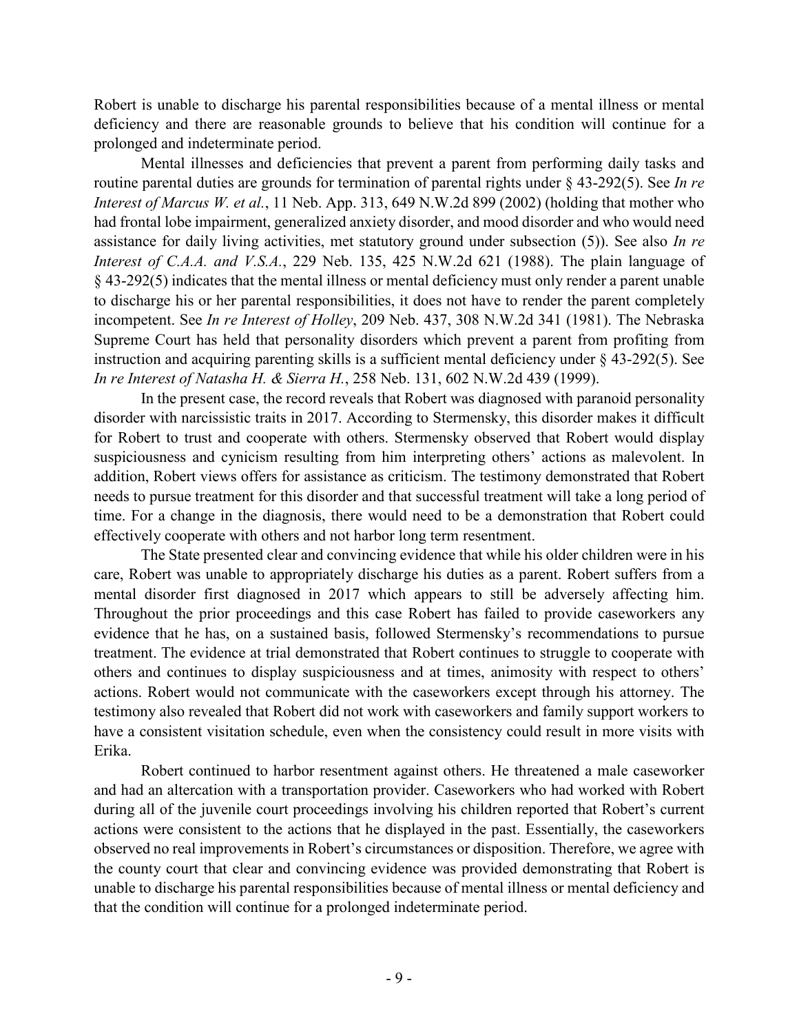Robert is unable to discharge his parental responsibilities because of a mental illness or mental deficiency and there are reasonable grounds to believe that his condition will continue for a prolonged and indeterminate period.

Mental illnesses and deficiencies that prevent a parent from performing daily tasks and routine parental duties are grounds for termination of parental rights under § 43-292(5). See *In re Interest of Marcus W. et al.*, 11 Neb. App. 313, 649 N.W.2d 899 (2002) (holding that mother who had frontal lobe impairment, generalized anxiety disorder, and mood disorder and who would need assistance for daily living activities, met statutory ground under subsection (5)). See also *In re Interest of C.A.A. and V.S.A.*, 229 Neb. 135, 425 N.W.2d 621 (1988). The plain language of § 43-292(5) indicates that the mental illness or mental deficiency must only render a parent unable to discharge his or her parental responsibilities, it does not have to render the parent completely incompetent. See *In re Interest of Holley*, 209 Neb. 437, 308 N.W.2d 341 (1981). The Nebraska Supreme Court has held that personality disorders which prevent a parent from profiting from instruction and acquiring parenting skills is a sufficient mental deficiency under § 43-292(5). See *In re Interest of Natasha H. & Sierra H.*, 258 Neb. 131, 602 N.W.2d 439 (1999).

In the present case, the record reveals that Robert was diagnosed with paranoid personality disorder with narcissistic traits in 2017. According to Stermensky, this disorder makes it difficult for Robert to trust and cooperate with others. Stermensky observed that Robert would display suspiciousness and cynicism resulting from him interpreting others' actions as malevolent. In addition, Robert views offers for assistance as criticism. The testimony demonstrated that Robert needs to pursue treatment for this disorder and that successful treatment will take a long period of time. For a change in the diagnosis, there would need to be a demonstration that Robert could effectively cooperate with others and not harbor long term resentment.

The State presented clear and convincing evidence that while his older children were in his care, Robert was unable to appropriately discharge his duties as a parent. Robert suffers from a mental disorder first diagnosed in 2017 which appears to still be adversely affecting him. Throughout the prior proceedings and this case Robert has failed to provide caseworkers any evidence that he has, on a sustained basis, followed Stermensky's recommendations to pursue treatment. The evidence at trial demonstrated that Robert continues to struggle to cooperate with others and continues to display suspiciousness and at times, animosity with respect to others' actions. Robert would not communicate with the caseworkers except through his attorney. The testimony also revealed that Robert did not work with caseworkers and family support workers to have a consistent visitation schedule, even when the consistency could result in more visits with Erika.

Robert continued to harbor resentment against others. He threatened a male caseworker and had an altercation with a transportation provider. Caseworkers who had worked with Robert during all of the juvenile court proceedings involving his children reported that Robert's current actions were consistent to the actions that he displayed in the past. Essentially, the caseworkers observed no real improvements in Robert's circumstances or disposition. Therefore, we agree with the county court that clear and convincing evidence was provided demonstrating that Robert is unable to discharge his parental responsibilities because of mental illness or mental deficiency and that the condition will continue for a prolonged indeterminate period.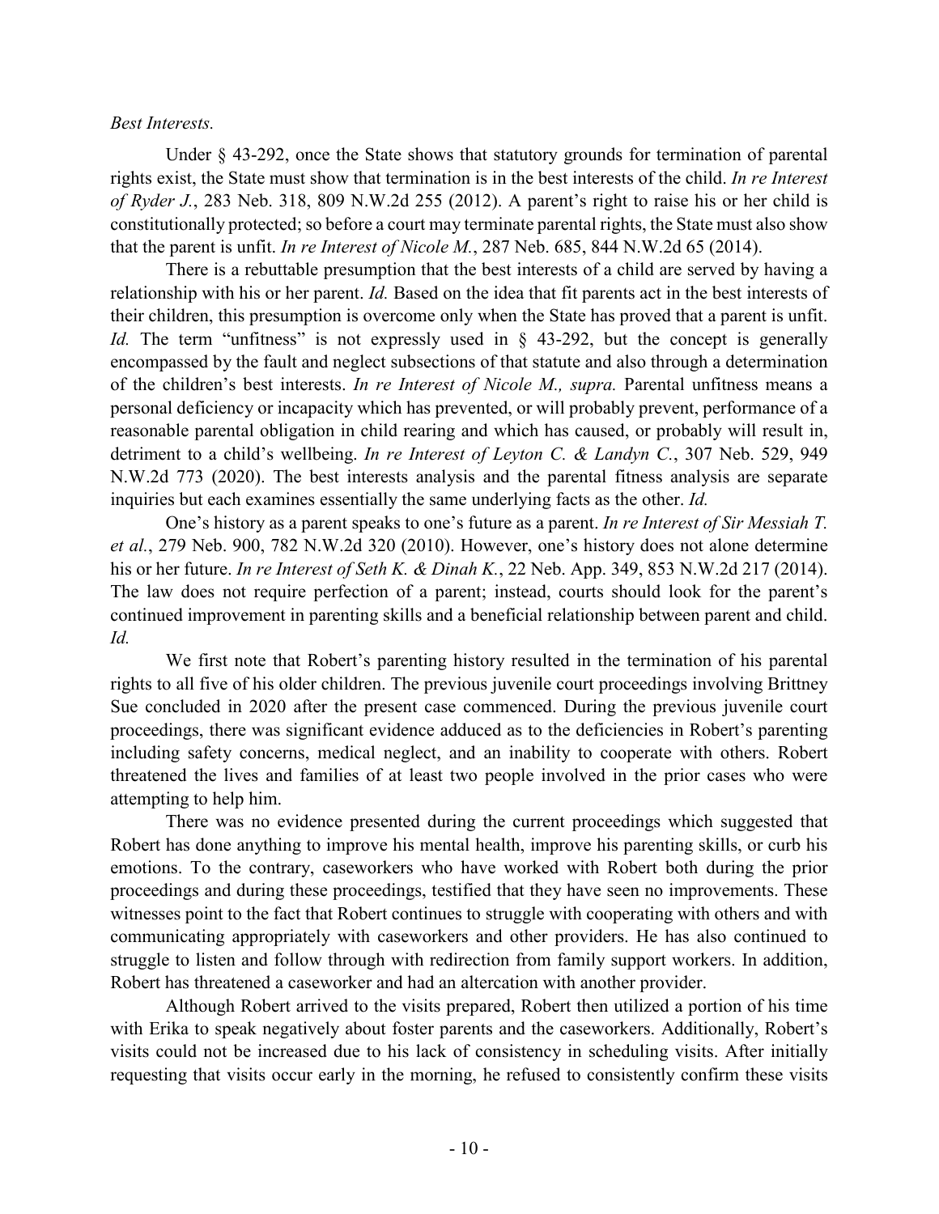*Best Interests.*

Under § 43-292, once the State shows that statutory grounds for termination of parental rights exist, the State must show that termination is in the best interests of the child. *In re Interest of Ryder J.*, 283 Neb. 318, 809 N.W.2d 255 (2012). A parent's right to raise his or her child is constitutionally protected; so before a court may terminate parental rights, the State must also show that the parent is unfit. *In re Interest of Nicole M.*, 287 Neb. 685, 844 N.W.2d 65 (2014).

There is a rebuttable presumption that the best interests of a child are served by having a relationship with his or her parent. *Id.* Based on the idea that fit parents act in the best interests of their children, this presumption is overcome only when the State has proved that a parent is unfit. *Id.* The term "unfitness" is not expressly used in § 43-292, but the concept is generally encompassed by the fault and neglect subsections of that statute and also through a determination of the children's best interests. *In re Interest of Nicole M., supra.* Parental unfitness means a personal deficiency or incapacity which has prevented, or will probably prevent, performance of a reasonable parental obligation in child rearing and which has caused, or probably will result in, detriment to a child's wellbeing. *In re Interest of Leyton C. & Landyn C.*, 307 Neb. 529, 949 N.W.2d 773 (2020). The best interests analysis and the parental fitness analysis are separate inquiries but each examines essentially the same underlying facts as the other. *Id.*

One's history as a parent speaks to one's future as a parent. *In re Interest of Sir Messiah T. et al.*, 279 Neb. 900, 782 N.W.2d 320 (2010). However, one's history does not alone determine his or her future. *In re Interest of Seth K. & Dinah K.*, 22 Neb. App. 349, 853 N.W.2d 217 (2014). The law does not require perfection of a parent; instead, courts should look for the parent's continued improvement in parenting skills and a beneficial relationship between parent and child. *Id.*

We first note that Robert's parenting history resulted in the termination of his parental rights to all five of his older children. The previous juvenile court proceedings involving Brittney Sue concluded in 2020 after the present case commenced. During the previous juvenile court proceedings, there was significant evidence adduced as to the deficiencies in Robert's parenting including safety concerns, medical neglect, and an inability to cooperate with others. Robert threatened the lives and families of at least two people involved in the prior cases who were attempting to help him.

There was no evidence presented during the current proceedings which suggested that Robert has done anything to improve his mental health, improve his parenting skills, or curb his emotions. To the contrary, caseworkers who have worked with Robert both during the prior proceedings and during these proceedings, testified that they have seen no improvements. These witnesses point to the fact that Robert continues to struggle with cooperating with others and with communicating appropriately with caseworkers and other providers. He has also continued to struggle to listen and follow through with redirection from family support workers. In addition, Robert has threatened a caseworker and had an altercation with another provider.

Although Robert arrived to the visits prepared, Robert then utilized a portion of his time with Erika to speak negatively about foster parents and the caseworkers. Additionally, Robert's visits could not be increased due to his lack of consistency in scheduling visits. After initially requesting that visits occur early in the morning, he refused to consistently confirm these visits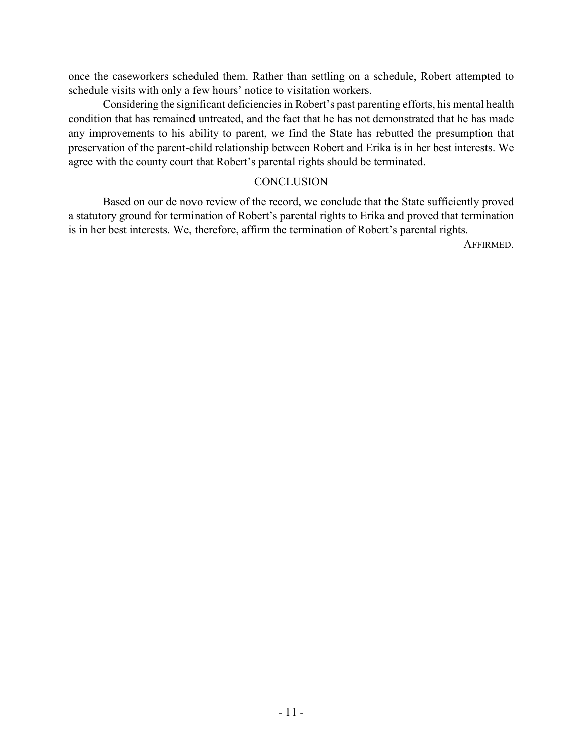once the caseworkers scheduled them. Rather than settling on a schedule, Robert attempted to schedule visits with only a few hours' notice to visitation workers.

Considering the significant deficiencies in Robert's past parenting efforts, his mental health condition that has remained untreated, and the fact that he has not demonstrated that he has made any improvements to his ability to parent, we find the State has rebutted the presumption that preservation of the parent-child relationship between Robert and Erika is in her best interests. We agree with the county court that Robert's parental rights should be terminated.

## CONCLUSION

Based on our de novo review of the record, we conclude that the State sufficiently proved a statutory ground for termination of Robert's parental rights to Erika and proved that termination is in her best interests. We, therefore, affirm the termination of Robert's parental rights.

AFFIRMED.